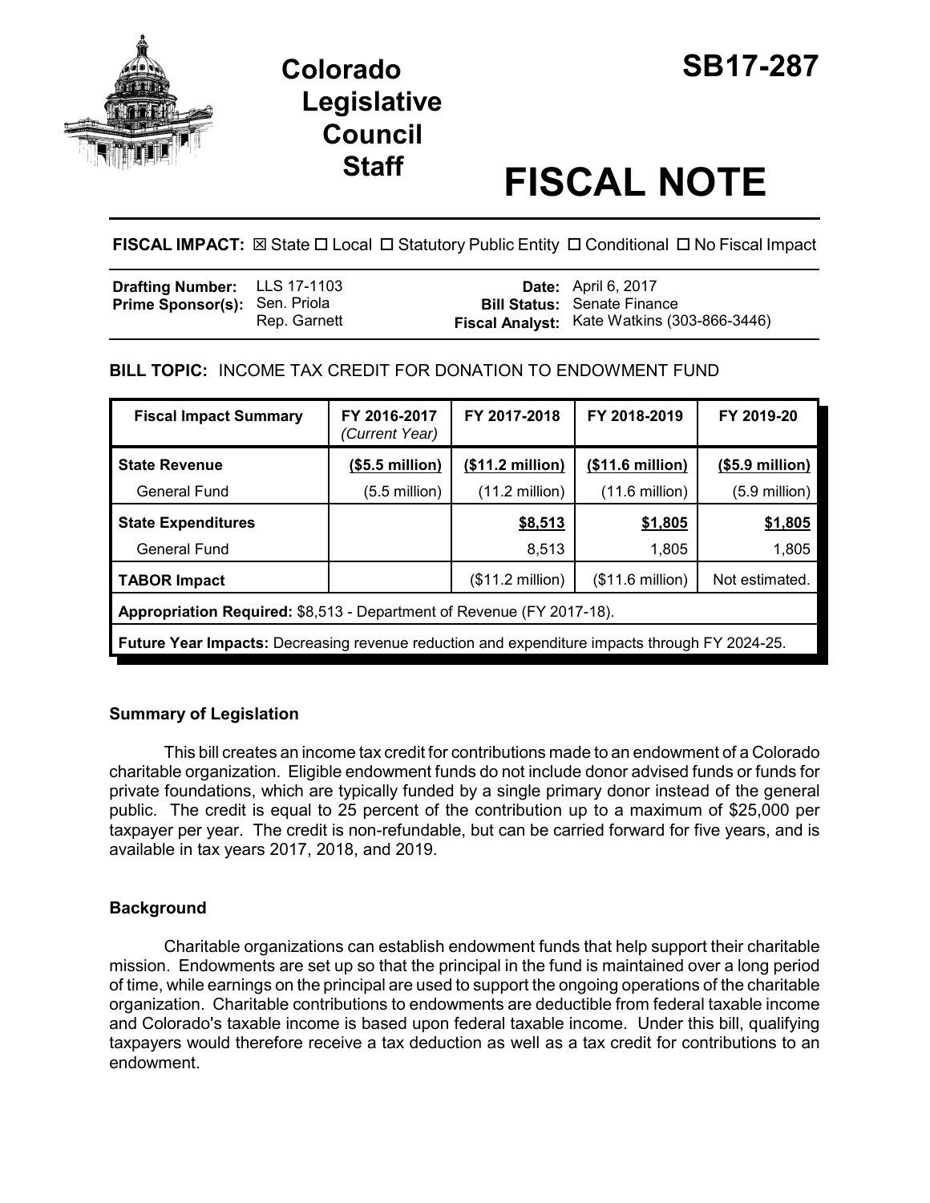# Colorado Legislative Council Staff

# SB17-287

# FISCAL NOTE

**FISCAL IMPACT:** ☒ State ☐ Local ☐ Statutory Public Entity ☐ Conditional ☐ No Fiscal Impact

| | | | |
|---|---|---|---|
| **Drafting Number:** | LLS 17-1103 | **Date:** | April 6, 2017 |
| **Prime Sponsor(s):** | Sen. Priola<br>Rep. Garnett | **Bill Status:** | Senate Finance |
| | | **Fiscal Analyst:** | Kate Watkins (303-866-3446) |

**BILL TOPIC:** INCOME TAX CREDIT FOR DONATION TO ENDOWMENT FUND

| Fiscal Impact Summary | FY 2016-2017 *(Current Year)* | FY 2017-2018 | FY 2018-2019 | FY 2019-20 |
|---|---|---|---|---|
| **State Revenue** | **($5.5 million)** | **($11.2 million)** | **($11.6 million)** | **($5.9 million)** |
| General Fund | (5.5 million) | (11.2 million) | (11.6 million) | (5.9 million) |
| **State Expenditures** | | **$8,513** | **$1,805** | **$1,805** |
| General Fund | | 8,513 | 1,805 | 1,805 |
| **TABOR Impact** | | ($11.2 million) | ($11.6 million) | Not estimated. |
| **Appropriation Required:** $8,513 - Department of Revenue (FY 2017-18). | | | | |
| **Future Year Impacts:** Decreasing revenue reduction and expenditure impacts through FY 2024-25. | | | | |

## Summary of Legislation

This bill creates an income tax credit for contributions made to an endowment of a Colorado charitable organization. Eligible endowment funds do not include donor advised funds or funds for private foundations, which are typically funded by a single primary donor instead of the general public. The credit is equal to 25 percent of the contribution up to a maximum of $25,000 per taxpayer per year. The credit is non-refundable, but can be carried forward for five years, and is available in tax years 2017, 2018, and 2019.

## Background

Charitable organizations can establish endowment funds that help support their charitable mission. Endowments are set up so that the principal in the fund is maintained over a long period of time, while earnings on the principal are used to support the ongoing operations of the charitable organization. Charitable contributions to endowments are deductible from federal taxable income and Colorado's taxable income is based upon federal taxable income. Under this bill, qualifying taxpayers would therefore receive a tax deduction as well as a tax credit for contributions to an endowment.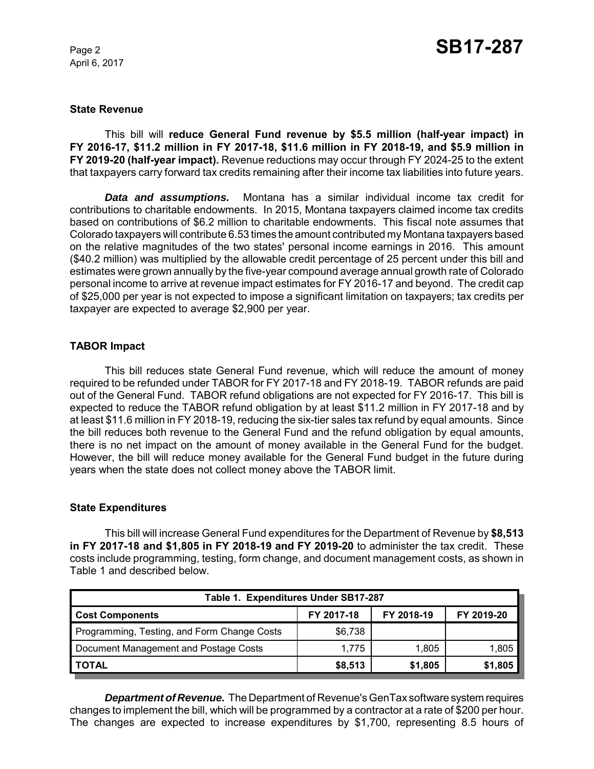### State Revenue

This bill will **reduce General Fund revenue by \$5.5 million (half-year impact) in FY 2016-17, \$11.2 million in FY 2017-18, \$11.6 million in FY 2018-19, and \$5.9 million in FY 2019-20 (half-year impact).** Revenue reductions may occur through FY 2024-25 to the extent that taxpayers carry forward tax credits remaining after their income tax liabilities into future years.

***Data and assumptions.*** Montana has a similar individual income tax credit for contributions to charitable endowments. In 2015, Montana taxpayers claimed income tax credits based on contributions of \$6.2 million to charitable endowments. This fiscal note assumes that Colorado taxpayers will contribute 6.53 times the amount contributed my Montana taxpayers based on the relative magnitudes of the two states' personal income earnings in 2016. This amount (\$40.2 million) was multiplied by the allowable credit percentage of 25 percent under this bill and estimates were grown annually by the five-year compound average annual growth rate of Colorado personal income to arrive at revenue impact estimates for FY 2016-17 and beyond. The credit cap of \$25,000 per year is not expected to impose a significant limitation on taxpayers; tax credits per taxpayer are expected to average \$2,900 per year.

### TABOR Impact

This bill reduces state General Fund revenue, which will reduce the amount of money required to be refunded under TABOR for FY 2017-18 and FY 2018-19. TABOR refunds are paid out of the General Fund. TABOR refund obligations are not expected for FY 2016-17. This bill is expected to reduce the TABOR refund obligation by at least \$11.2 million in FY 2017-18 and by at least \$11.6 million in FY 2018-19, reducing the six-tier sales tax refund by equal amounts. Since the bill reduces both revenue to the General Fund and the refund obligation by equal amounts, there is no net impact on the amount of money available in the General Fund for the budget. However, the bill will reduce money available for the General Fund budget in the future during years when the state does not collect money above the TABOR limit.

### State Expenditures

This bill will increase General Fund expenditures for the Department of Revenue by **\$8,513 in FY 2017-18 and \$1,805 in FY 2018-19 and FY 2019-20** to administer the tax credit. These costs include programming, testing, form change, and document management costs, as shown in Table 1 and described below.

**Table 1. Expenditures Under SB17-287**

| Cost Components | FY 2017-18 | FY 2018-19 | FY 2019-20 |
|---|---|---|---|
| Programming, Testing, and Form Change Costs | \$6,738 | | |
| Document Management and Postage Costs | 1,775 | 1,805 | 1,805 |
| **TOTAL** | **\$8,513** | **\$1,805** | **\$1,805** |

***Department of Revenue.*** The Department of Revenue's GenTax software system requires changes to implement the bill, which will be programmed by a contractor at a rate of \$200 per hour. The changes are expected to increase expenditures by \$1,700, representing 8.5 hours of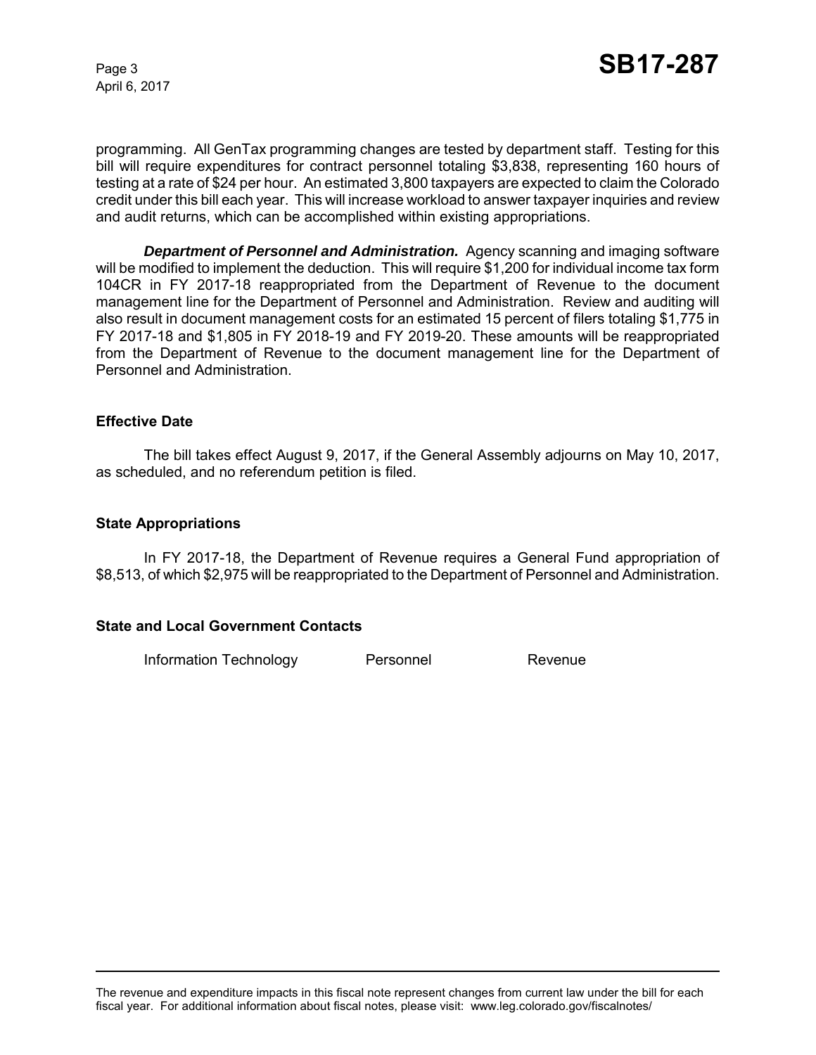programming. All GenTax programming changes are tested by department staff. Testing for this bill will require expenditures for contract personnel totaling $3,838, representing 160 hours of testing at a rate of $24 per hour. An estimated 3,800 taxpayers are expected to claim the Colorado credit under this bill each year. This will increase workload to answer taxpayer inquiries and review and audit returns, which can be accomplished within existing appropriations.

***Department of Personnel and Administration.*** Agency scanning and imaging software will be modified to implement the deduction. This will require $1,200 for individual income tax form 104CR in FY 2017-18 reappropriated from the Department of Revenue to the document management line for the Department of Personnel and Administration. Review and auditing will also result in document management costs for an estimated 15 percent of filers totaling $1,775 in FY 2017-18 and $1,805 in FY 2018-19 and FY 2019-20. These amounts will be reappropriated from the Department of Revenue to the document management line for the Department of Personnel and Administration.

### Effective Date

The bill takes effect August 9, 2017, if the General Assembly adjourns on May 10, 2017, as scheduled, and no referendum petition is filed.

### State Appropriations

In FY 2017-18, the Department of Revenue requires a General Fund appropriation of $8,513, of which $2,975 will be reappropriated to the Department of Personnel and Administration.

### State and Local Government Contacts

Information Technology     Personnel     Revenue

The revenue and expenditure impacts in this fiscal note represent changes from current law under the bill for each fiscal year. For additional information about fiscal notes, please visit: www.leg.colorado.gov/fiscalnotes/